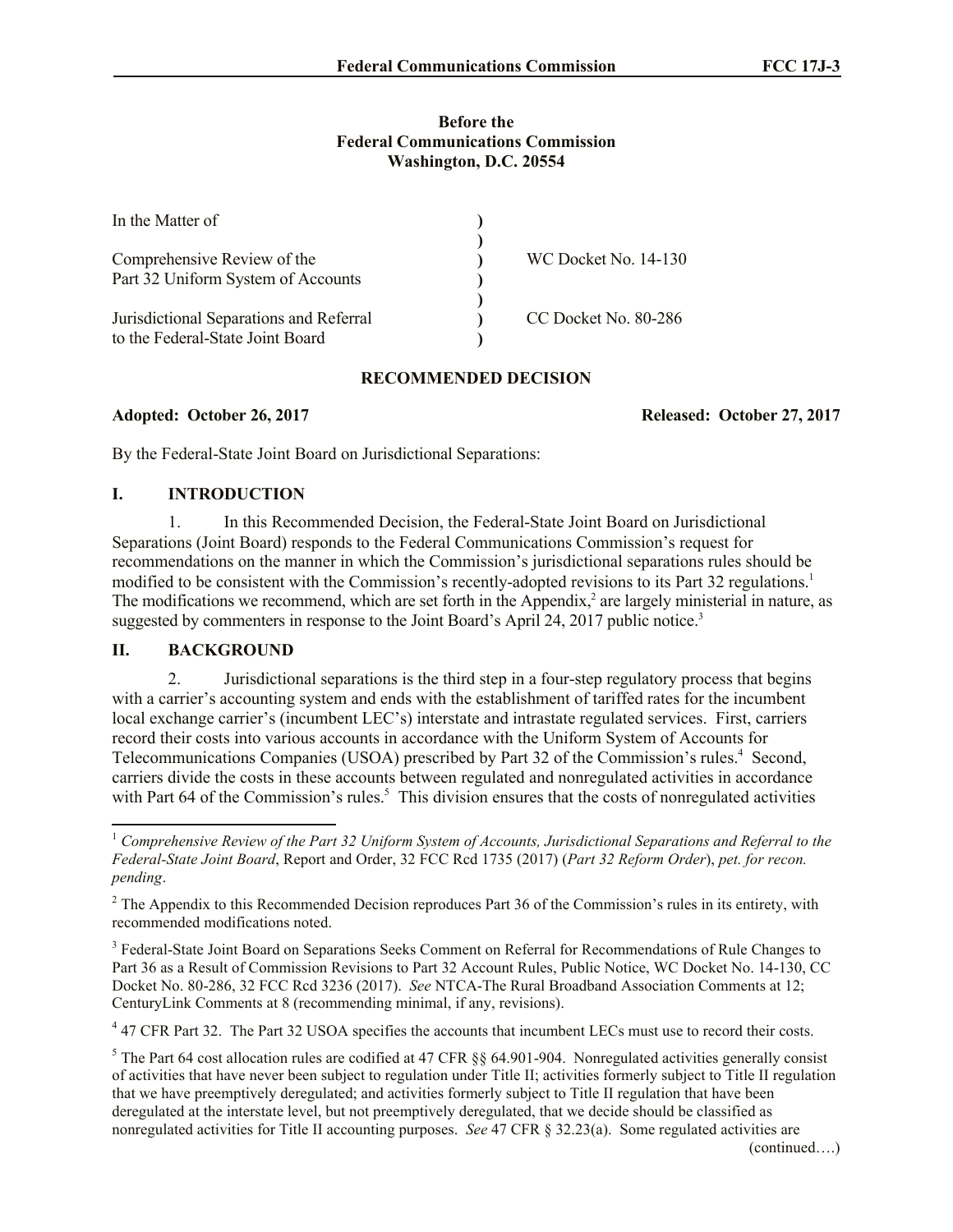**Before the**
**Federal Communications Commission**
**Washington, D.C. 20554**

| | | |
|---|---|---|
| In the Matter of | ) | |
| | ) | |
| Comprehensive Review of the Part 32 Uniform System of Accounts | ) | WC Docket No. 14-130 |
| | ) | |
| Jurisdictional Separations and Referral to the Federal-State Joint Board | ) | CC Docket No. 80-286 |

## RECOMMENDED DECISION

**Adopted: October 26, 2017** **Released: October 27, 2017**

By the Federal-State Joint Board on Jurisdictional Separations:

## I. INTRODUCTION

1. In this Recommended Decision, the Federal-State Joint Board on Jurisdictional Separations (Joint Board) responds to the Federal Communications Commission's request for recommendations on the manner in which the Commission's jurisdictional separations rules should be modified to be consistent with the Commission's recently-adopted revisions to its Part 32 regulations.[1] The modifications we recommend, which are set forth in the Appendix,[2] are largely ministerial in nature, as suggested by commenters in response to the Joint Board's April 24, 2017 public notice.[3]

## II. BACKGROUND

2. Jurisdictional separations is the third step in a four-step regulatory process that begins with a carrier's accounting system and ends with the establishment of tariffed rates for the incumbent local exchange carrier's (incumbent LEC's) interstate and intrastate regulated services. First, carriers record their costs into various accounts in accordance with the Uniform System of Accounts for Telecommunications Companies (USOA) prescribed by Part 32 of the Commission's rules.[4] Second, carriers divide the costs in these accounts between regulated and nonregulated activities in accordance with Part 64 of the Commission's rules.[5] This division ensures that the costs of nonregulated activities

---

[1] *Comprehensive Review of the Part 32 Uniform System of Accounts, Jurisdictional Separations and Referral to the Federal-State Joint Board*, Report and Order, 32 FCC Rcd 1735 (2017) (*Part 32 Reform Order*), *pet. for recon. pending*.

[2] The Appendix to this Recommended Decision reproduces Part 36 of the Commission's rules in its entirety, with recommended modifications noted.

[3] Federal-State Joint Board on Separations Seeks Comment on Referral for Recommendations of Rule Changes to Part 36 as a Result of Commission Revisions to Part 32 Account Rules, Public Notice, WC Docket No. 14-130, CC Docket No. 80-286, 32 FCC Rcd 3236 (2017). *See* NTCA-The Rural Broadband Association Comments at 12; CenturyLink Comments at 8 (recommending minimal, if any, revisions).

[4] 47 CFR Part 32. The Part 32 USOA specifies the accounts that incumbent LECs must use to record their costs.

[5] The Part 64 cost allocation rules are codified at 47 CFR §§ 64.901-904. Nonregulated activities generally consist of activities that have never been subject to regulation under Title II; activities formerly subject to Title II regulation that we have preemptively deregulated; and activities formerly subject to Title II regulation that have been deregulated at the interstate level, but not preemptively deregulated, that we decide should be classified as nonregulated activities for Title II accounting purposes. *See* 47 CFR § 32.23(a). Some regulated activities are

(continued….)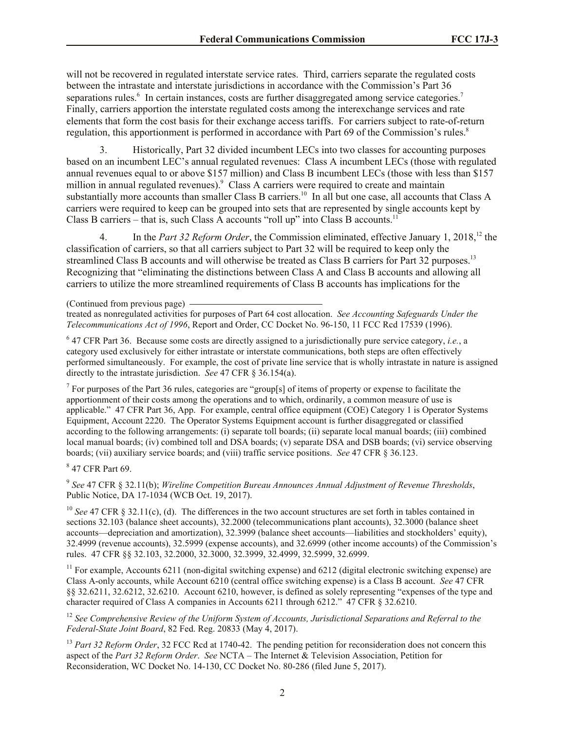will not be recovered in regulated interstate service rates. Third, carriers separate the regulated costs between the intrastate and interstate jurisdictions in accordance with the Commission's Part 36 separations rules.[6] In certain instances, costs are further disaggregated among service categories.[7] Finally, carriers apportion the interstate regulated costs among the interexchange services and rate elements that form the cost basis for their exchange access tariffs. For carriers subject to rate-of-return regulation, this apportionment is performed in accordance with Part 69 of the Commission's rules.[8]

3. Historically, Part 32 divided incumbent LECs into two classes for accounting purposes based on an incumbent LEC's annual regulated revenues: Class A incumbent LECs (those with regulated annual revenues equal to or above $157 million) and Class B incumbent LECs (those with less than $157 million in annual regulated revenues).[9] Class A carriers were required to create and maintain substantially more accounts than smaller Class B carriers.[10] In all but one case, all accounts that Class A carriers were required to keep can be grouped into sets that are represented by single accounts kept by Class B carriers – that is, such Class A accounts "roll up" into Class B accounts.[11]

4. In the *Part 32 Reform Order*, the Commission eliminated, effective January 1, 2018,[12] the classification of carriers, so that all carriers subject to Part 32 will be required to keep only the streamlined Class B accounts and will otherwise be treated as Class B carriers for Part 32 purposes.[13] Recognizing that "eliminating the distinctions between Class A and Class B accounts and allowing all carriers to utilize the more streamlined requirements of Class B accounts has implications for the

(Continued from previous page)
treated as nonregulated activities for purposes of Part 64 cost allocation. *See Accounting Safeguards Under the Telecommunications Act of 1996*, Report and Order, CC Docket No. 96-150, 11 FCC Rcd 17539 (1996).

[6] 47 CFR Part 36. Because some costs are directly assigned to a jurisdictionally pure service category, *i.e.*, a category used exclusively for either intrastate or interstate communications, both steps are often effectively performed simultaneously. For example, the cost of private line service that is wholly intrastate in nature is assigned directly to the intrastate jurisdiction. *See* 47 CFR § 36.154(a).

[7] For purposes of the Part 36 rules, categories are "group[s] of items of property or expense to facilitate the apportionment of their costs among the operations and to which, ordinarily, a common measure of use is applicable." 47 CFR Part 36, App. For example, central office equipment (COE) Category 1 is Operator Systems Equipment, Account 2220. The Operator Systems Equipment account is further disaggregated or classified according to the following arrangements: (i) separate toll boards; (ii) separate local manual boards; (iii) combined local manual boards; (iv) combined toll and DSA boards; (v) separate DSA and DSB boards; (vi) service observing boards; (vii) auxiliary service boards; and (viii) traffic service positions. *See* 47 CFR § 36.123.

[8] 47 CFR Part 69.

[9] *See* 47 CFR § 32.11(b); *Wireline Competition Bureau Announces Annual Adjustment of Revenue Thresholds*, Public Notice, DA 17-1034 (WCB Oct. 19, 2017).

[10] *See* 47 CFR § 32.11(c), (d). The differences in the two account structures are set forth in tables contained in sections 32.103 (balance sheet accounts), 32.2000 (telecommunications plant accounts), 32.3000 (balance sheet accounts—depreciation and amortization), 32.3999 (balance sheet accounts—liabilities and stockholders' equity), 32.4999 (revenue accounts), 32.5999 (expense accounts), and 32.6999 (other income accounts) of the Commission's rules. 47 CFR §§ 32.103, 32.2000, 32.3000, 32.3999, 32.4999, 32.5999, 32.6999.

[11] For example, Accounts 6211 (non-digital switching expense) and 6212 (digital electronic switching expense) are Class A-only accounts, while Account 6210 (central office switching expense) is a Class B account. *See* 47 CFR §§ 32.6211, 32.6212, 32.6210. Account 6210, however, is defined as solely representing "expenses of the type and character required of Class A companies in Accounts 6211 through 6212." 47 CFR § 32.6210.

[12] *See Comprehensive Review of the Uniform System of Accounts, Jurisdictional Separations and Referral to the Federal-State Joint Board*, 82 Fed. Reg. 20833 (May 4, 2017).

[13] *Part 32 Reform Order*, 32 FCC Rcd at 1740-42. The pending petition for reconsideration does not concern this aspect of the *Part 32 Reform Order*. *See* NCTA – The Internet & Television Association, Petition for Reconsideration, WC Docket No. 14-130, CC Docket No. 80-286 (filed June 5, 2017).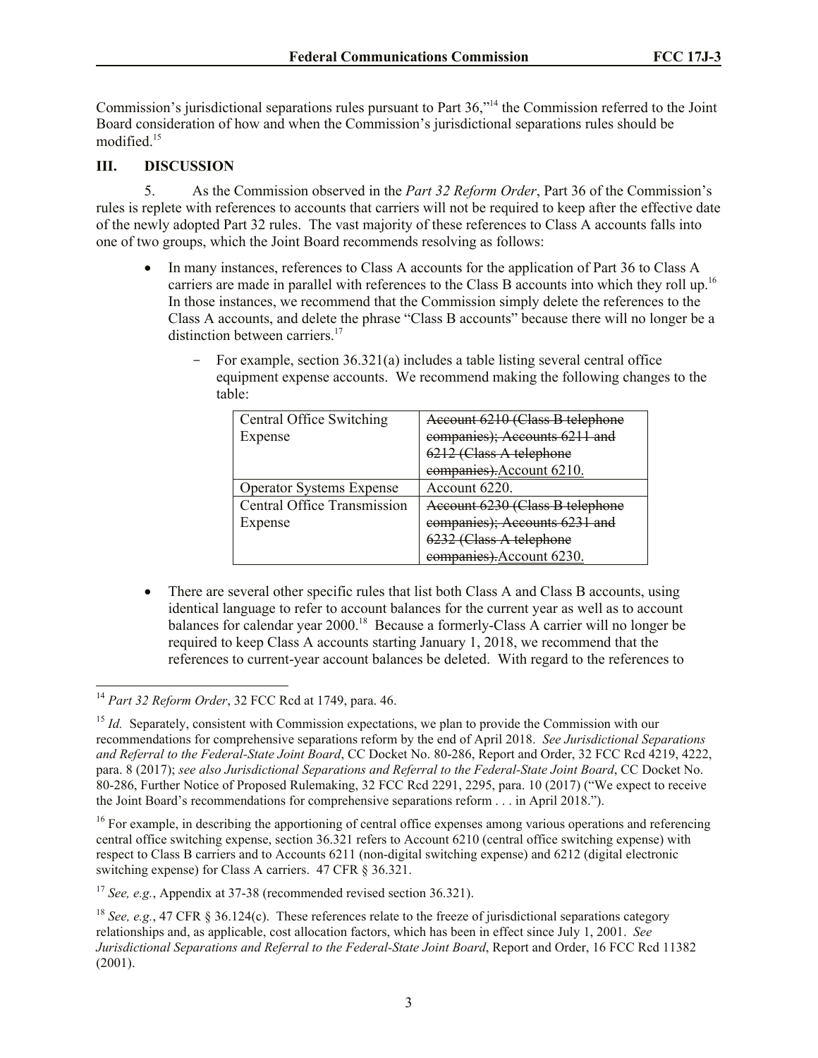Commission's jurisdictional separations rules pursuant to Part 36,"[14] the Commission referred to the Joint Board consideration of how and when the Commission's jurisdictional separations rules should be modified.[15]

## III. DISCUSSION

5. As the Commission observed in the *Part 32 Reform Order*, Part 36 of the Commission's rules is replete with references to accounts that carriers will not be required to keep after the effective date of the newly adopted Part 32 rules. The vast majority of these references to Class A accounts falls into one of two groups, which the Joint Board recommends resolving as follows:

- In many instances, references to Class A accounts for the application of Part 36 to Class A carriers are made in parallel with references to the Class B accounts into which they roll up.[16] In those instances, we recommend that the Commission simply delete the references to the Class A accounts, and delete the phrase "Class B accounts" because there will no longer be a distinction between carriers.[17]
  - For example, section 36.321(a) includes a table listing several central office equipment expense accounts. We recommend making the following changes to the table:

| | |
|---|---|
| Central Office Switching Expense | ~~Account 6210 (Class B telephone companies); Accounts 6211 and 6212 (Class A telephone companies).~~<u>Account 6210.</u> |
| Operator Systems Expense | Account 6220. |
| Central Office Transmission Expense | ~~Account 6230 (Class B telephone companies); Accounts 6231 and 6232 (Class A telephone companies).~~<u>Account 6230.</u> |

- There are several other specific rules that list both Class A and Class B accounts, using identical language to refer to account balances for the current year as well as to account balances for calendar year 2000.[18] Because a formerly-Class A carrier will no longer be required to keep Class A accounts starting January 1, 2018, we recommend that the references to current-year account balances be deleted. With regard to the references to

---

[14] *Part 32 Reform Order*, 32 FCC Rcd at 1749, para. 46.

[15] *Id.* Separately, consistent with Commission expectations, we plan to provide the Commission with our recommendations for comprehensive separations reform by the end of April 2018. *See Jurisdictional Separations and Referral to the Federal-State Joint Board*, CC Docket No. 80-286, Report and Order, 32 FCC Rcd 4219, 4222, para. 8 (2017); *see also Jurisdictional Separations and Referral to the Federal-State Joint Board*, CC Docket No. 80-286, Further Notice of Proposed Rulemaking, 32 FCC Rcd 2291, 2295, para. 10 (2017) ("We expect to receive the Joint Board's recommendations for comprehensive separations reform . . . in April 2018.").

[16] For example, in describing the apportioning of central office expenses among various operations and referencing central office switching expense, section 36.321 refers to Account 6210 (central office switching expense) with respect to Class B carriers and to Accounts 6211 (non-digital switching expense) and 6212 (digital electronic switching expense) for Class A carriers. 47 CFR § 36.321.

[17] *See, e.g.*, Appendix at 37-38 (recommended revised section 36.321).

[18] *See, e.g.*, 47 CFR § 36.124(c). These references relate to the freeze of jurisdictional separations category relationships and, as applicable, cost allocation factors, which has been in effect since July 1, 2001. *See Jurisdictional Separations and Referral to the Federal-State Joint Board*, Report and Order, 16 FCC Rcd 11382 (2001).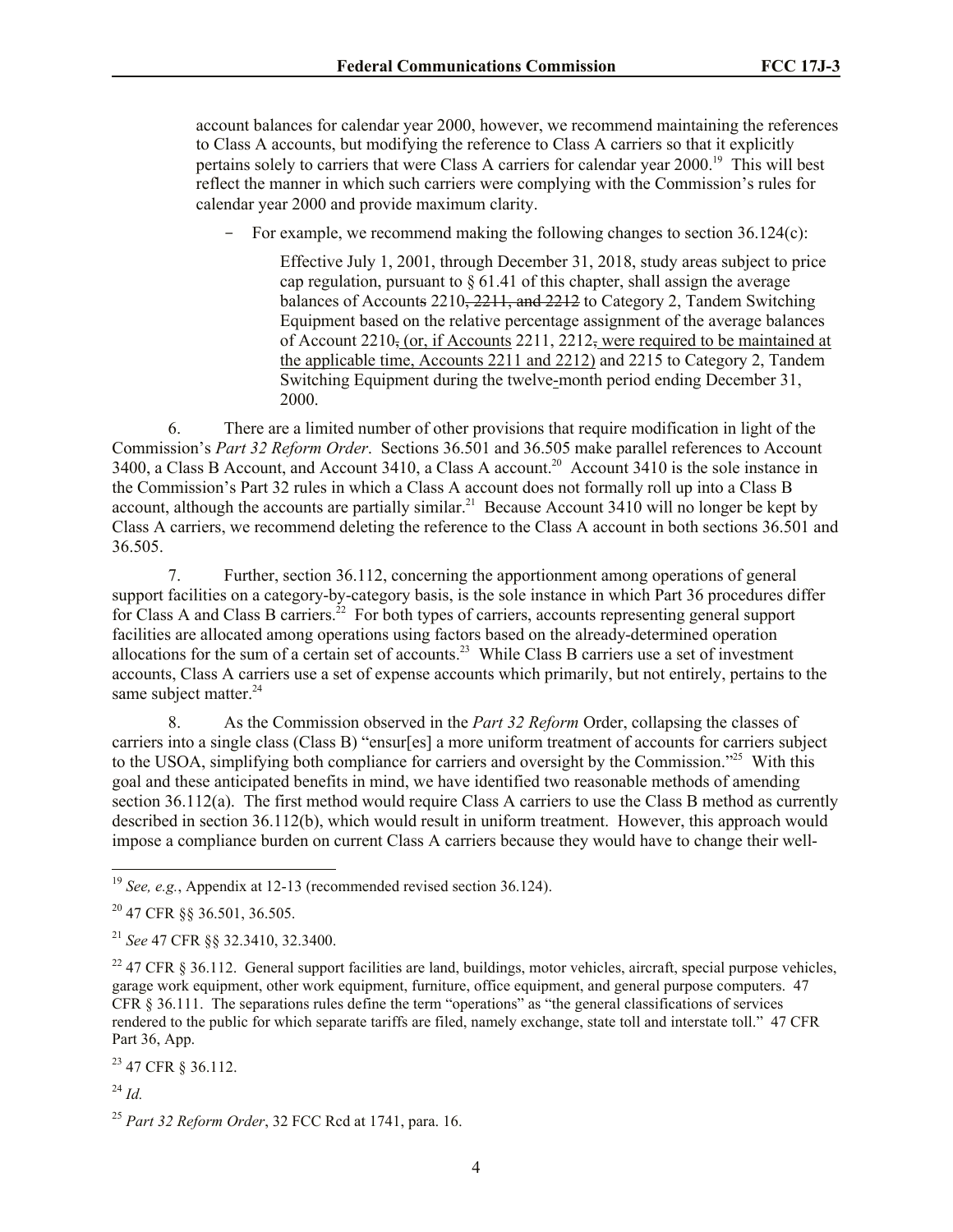account balances for calendar year 2000, however, we recommend maintaining the references to Class A accounts, but modifying the reference to Class A carriers so that it explicitly pertains solely to carriers that were Class A carriers for calendar year 2000.[19] This will best reflect the manner in which such carriers were complying with the Commission's rules for calendar year 2000 and provide maximum clarity.

- For example, we recommend making the following changes to section 36.124(c):

  > Effective July 1, 2001, through December 31, 2018, study areas subject to price cap regulation, pursuant to § 61.41 of this chapter, shall assign the average balances of Account~~s~~ 2210~~, 2211, and 2212~~ to Category 2, Tandem Switching Equipment based on the relative percentage assignment of the average balances of Account 2210~~,~~ (or, if Accounts 2211, 2212~~,~~ were required to be maintained at the applicable time, Accounts 2211 and 2212) and 2215 to Category 2, Tandem Switching Equipment during the twelve-month period ending December 31, 2000.

6. There are a limited number of other provisions that require modification in light of the Commission's *Part 32 Reform Order*. Sections 36.501 and 36.505 make parallel references to Account 3400, a Class B Account, and Account 3410, a Class A account.[20] Account 3410 is the sole instance in the Commission's Part 32 rules in which a Class A account does not formally roll up into a Class B account, although the accounts are partially similar.[21] Because Account 3410 will no longer be kept by Class A carriers, we recommend deleting the reference to the Class A account in both sections 36.501 and 36.505.

7. Further, section 36.112, concerning the apportionment among operations of general support facilities on a category-by-category basis, is the sole instance in which Part 36 procedures differ for Class A and Class B carriers.[22] For both types of carriers, accounts representing general support facilities are allocated among operations using factors based on the already-determined operation allocations for the sum of a certain set of accounts.[23] While Class B carriers use a set of investment accounts, Class A carriers use a set of expense accounts which primarily, but not entirely, pertains to the same subject matter.[24]

8. As the Commission observed in the *Part 32 Reform* Order, collapsing the classes of carriers into a single class (Class B) "ensur[es] a more uniform treatment of accounts for carriers subject to the USOA, simplifying both compliance for carriers and oversight by the Commission."[25] With this goal and these anticipated benefits in mind, we have identified two reasonable methods of amending section 36.112(a). The first method would require Class A carriers to use the Class B method as currently described in section 36.112(b), which would result in uniform treatment. However, this approach would impose a compliance burden on current Class A carriers because they would have to change their well-

---

[19] *See, e.g.*, Appendix at 12-13 (recommended revised section 36.124).

[20] 47 CFR §§ 36.501, 36.505.

[21] *See* 47 CFR §§ 32.3410, 32.3400.

[22] 47 CFR § 36.112. General support facilities are land, buildings, motor vehicles, aircraft, special purpose vehicles, garage work equipment, other work equipment, furniture, office equipment, and general purpose computers. 47 CFR § 36.111. The separations rules define the term "operations" as "the general classifications of services rendered to the public for which separate tariffs are filed, namely exchange, state toll and interstate toll." 47 CFR Part 36, App.

[23] 47 CFR § 36.112.

[24] *Id.*

[25] *Part 32 Reform Order*, 32 FCC Rcd at 1741, para. 16.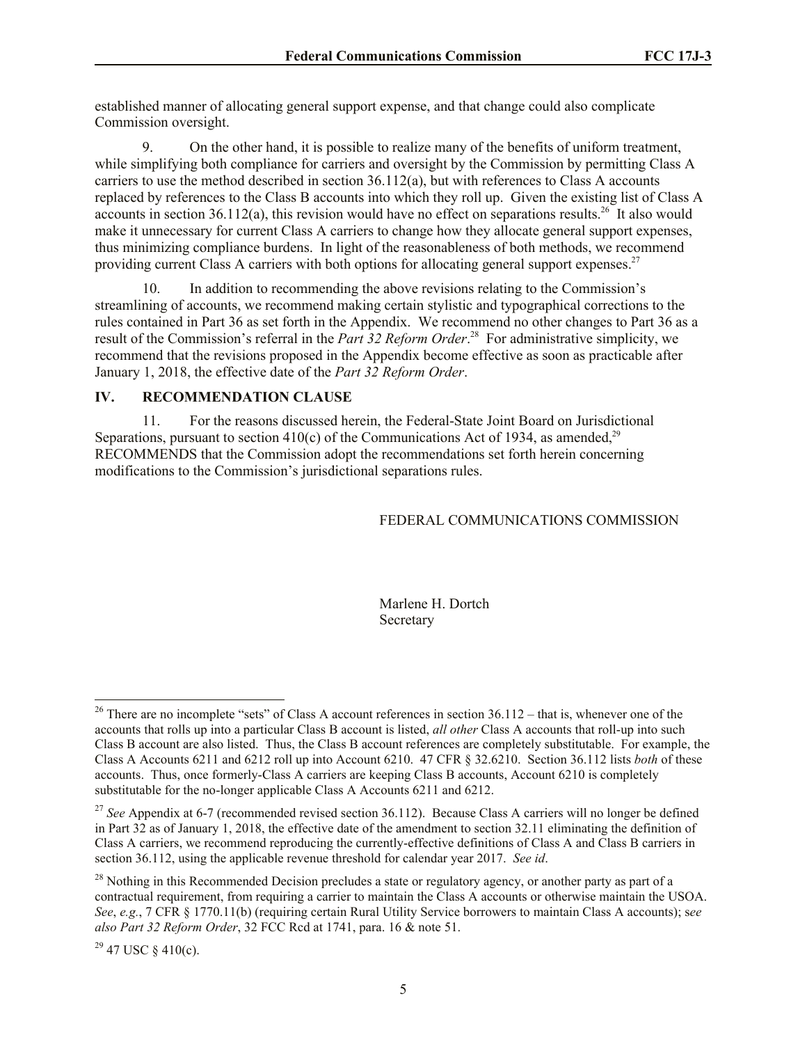established manner of allocating general support expense, and that change could also complicate Commission oversight.

9. On the other hand, it is possible to realize many of the benefits of uniform treatment, while simplifying both compliance for carriers and oversight by the Commission by permitting Class A carriers to use the method described in section 36.112(a), but with references to Class A accounts replaced by references to the Class B accounts into which they roll up. Given the existing list of Class A accounts in section 36.112(a), this revision would have no effect on separations results.[26] It also would make it unnecessary for current Class A carriers to change how they allocate general support expenses, thus minimizing compliance burdens. In light of the reasonableness of both methods, we recommend providing current Class A carriers with both options for allocating general support expenses.[27]

10. In addition to recommending the above revisions relating to the Commission's streamlining of accounts, we recommend making certain stylistic and typographical corrections to the rules contained in Part 36 as set forth in the Appendix. We recommend no other changes to Part 36 as a result of the Commission's referral in the *Part 32 Reform Order*.[28] For administrative simplicity, we recommend that the revisions proposed in the Appendix become effective as soon as practicable after January 1, 2018, the effective date of the *Part 32 Reform Order*.

## IV. RECOMMENDATION CLAUSE

11. For the reasons discussed herein, the Federal-State Joint Board on Jurisdictional Separations, pursuant to section 410(c) of the Communications Act of 1934, as amended,[29] RECOMMENDS that the Commission adopt the recommendations set forth herein concerning modifications to the Commission's jurisdictional separations rules.

FEDERAL COMMUNICATIONS COMMISSION

Marlene H. Dortch
Secretary

---

[26] There are no incomplete "sets" of Class A account references in section 36.112 – that is, whenever one of the accounts that rolls up into a particular Class B account is listed, *all other* Class A accounts that roll-up into such Class B account are also listed. Thus, the Class B account references are completely substitutable. For example, the Class A Accounts 6211 and 6212 roll up into Account 6210. 47 CFR § 32.6210. Section 36.112 lists *both* of these accounts. Thus, once formerly-Class A carriers are keeping Class B accounts, Account 6210 is completely substitutable for the no-longer applicable Class A Accounts 6211 and 6212.

[27] *See* Appendix at 6-7 (recommended revised section 36.112). Because Class A carriers will no longer be defined in Part 32 as of January 1, 2018, the effective date of the amendment to section 32.11 eliminating the definition of Class A carriers, we recommend reproducing the currently-effective definitions of Class A and Class B carriers in section 36.112, using the applicable revenue threshold for calendar year 2017. *See id*.

[28] Nothing in this Recommended Decision precludes a state or regulatory agency, or another party as part of a contractual requirement, from requiring a carrier to maintain the Class A accounts or otherwise maintain the USOA. *See*, *e.g.*, 7 CFR § 1770.11(b) (requiring certain Rural Utility Service borrowers to maintain Class A accounts); s*ee also Part 32 Reform Order*, 32 FCC Rcd at 1741, para. 16 & note 51.

[29] 47 USC § 410(c).